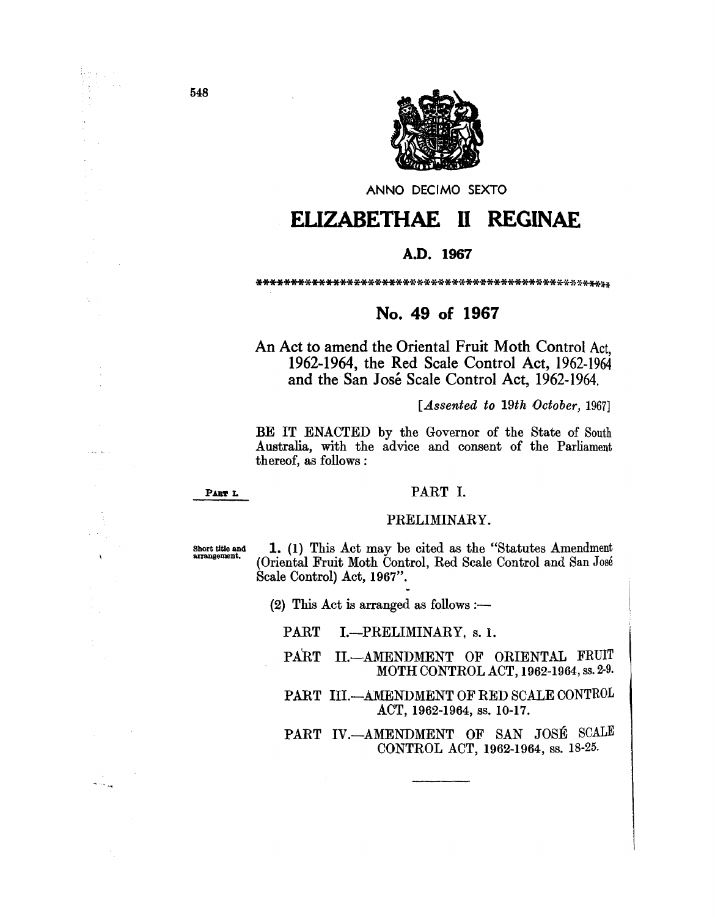ANNO DECIMO SEXTO

# ELIZABETHAE II REGINAE

**A.D. 1967**

## No. 49 of 1967

An Act to amend the Oriental Fruit Moth Control Act, 1962-1964, the Red Scale Control Act, 1962-1964 and the San José Scale Control Act, 1962-1964.

[*Assented to 19th October, 1967*]

BE IT ENACTED by the Governor of the State of South Australia, with the advice and consent of the Parliament thereof, as follows:

PART I.

### PART I.

### PRELIMINARY.

Short title and arrangement.

**1.** (1) This Act may be cited as the "Statutes Amendment (Oriental Fruit Moth Control, Red Scale Control and San José Scale Control) Act, 1967".

(2) This Act is arranged as follows:—

PART I.—PRELIMINARY, s. 1.

PART II.—AMENDMENT OF ORIENTAL FRUIT MOTH CONTROL ACT, 1962-1964, ss. 2-9.

PART III.—AMENDMENT OF RED SCALE CONTROL ACT, 1962-1964, ss. 10-17.

PART IV.—AMENDMENT OF SAN JOSÉ SCALE CONTROL ACT, 1962-1964, ss. 18-25.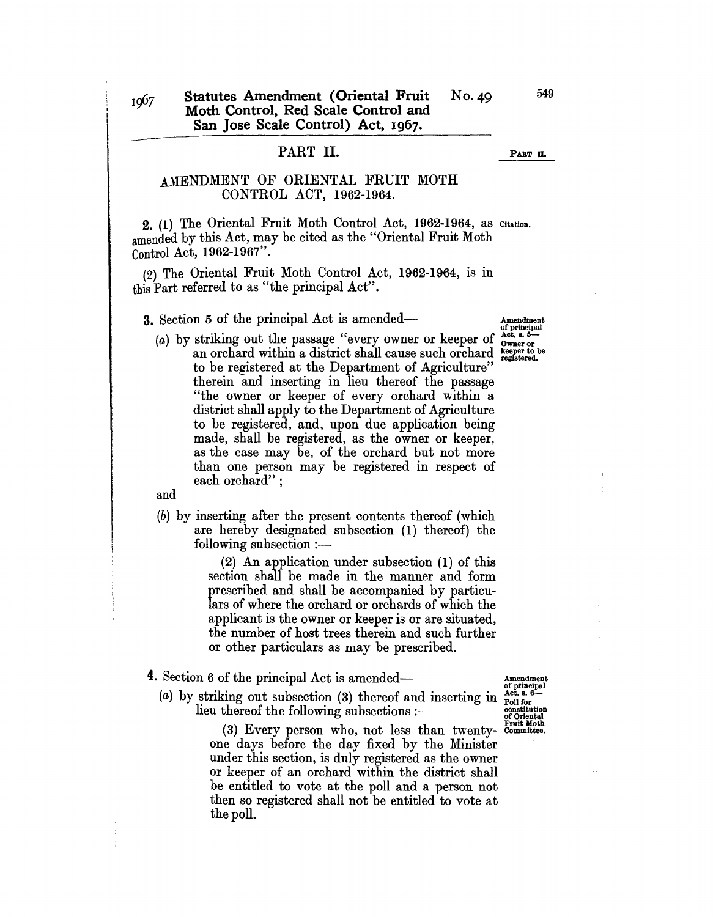## PART II.

### AMENDMENT OF ORIENTAL FRUIT MOTH CONTROL ACT, 1962-1964.

Citation.

**2.** (1) The Oriental Fruit Moth Control Act, 1962-1964, as amended by this Act, may be cited as the "Oriental Fruit Moth Control Act, 1962-1967".

(2) The Oriental Fruit Moth Control Act, 1962-1964, is in this Part referred to as "the principal Act".

Amendment of principal Act, s. 5—Owner or keeper to be registered.

**3.** Section 5 of the principal Act is amended—

(*a*) by striking out the passage "every owner or keeper of an orchard within a district shall cause such orchard to be registered at the Department of Agriculture" therein and inserting in lieu thereof the passage "the owner or keeper of every orchard within a district shall apply to the Department of Agriculture to be registered, and, upon due application being made, shall be registered, as the owner or keeper, as the case may be, of the orchard but not more than one person may be registered in respect of each orchard";

and

(*b*) by inserting after the present contents thereof (which are hereby designated subsection (1) thereof) the following subsection:—

(2) An application under subsection (1) of this section shall be made in the manner and form prescribed and shall be accompanied by particulars of where the orchard or orchards of which the applicant is the owner or keeper is or are situated, the number of host trees therein and such further or other particulars as may be prescribed.

Amendment of principal Act, s. 6—Poll for constitution of Oriental Fruit Moth Committee.

**4.** Section 6 of the principal Act is amended—

(*a*) by striking out subsection (3) thereof and inserting in lieu thereof the following subsections:—

(3) Every person who, not less than twenty-one days before the day fixed by the Minister under this section, is duly registered as the owner or keeper of an orchard within the district shall be entitled to vote at the poll and a person not then so registered shall not be entitled to vote at the poll.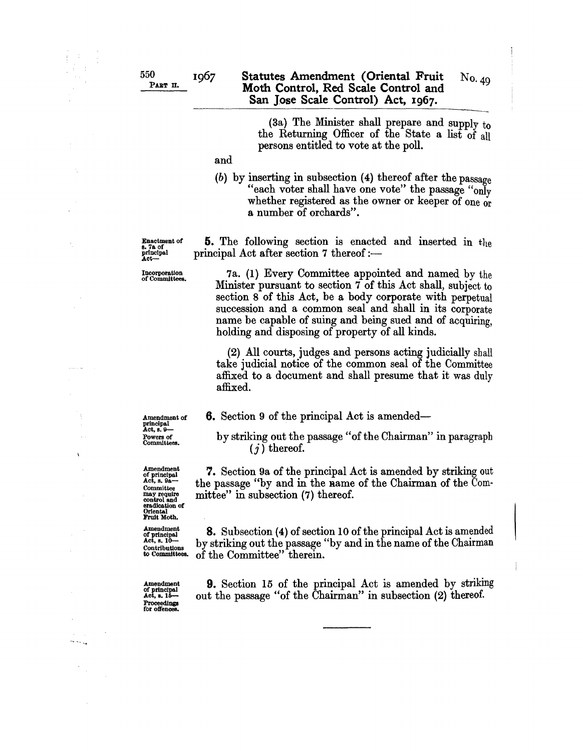(3a) The Minister shall prepare and supply to the Returning Officer of the State a list of all persons entitled to vote at the poll.

and

(*b*) by inserting in subsection (4) thereof after the passage "each voter shall have one vote" the passage "only whether registered as the owner or keeper of one or a number of orchards".

Enactment of s. 7a of principal Act—

**5.** The following section is enacted and inserted in the principal Act after section 7 thereof :—

Incorporation of Committees.

7a. (1) Every Committee appointed and named by the Minister pursuant to section 7 of this Act shall, subject to section 8 of this Act, be a body corporate with perpetual succession and a common seal and shall in its corporate name be capable of suing and being sued and of acquiring, holding and disposing of property of all kinds.

(2) All courts, judges and persons acting judicially shall take judicial notice of the common seal of the Committee affixed to a document and shall presume that it was duly affixed.

Amendment of principal Act, s. 9— Powers of Committees.

**6.** Section 9 of the principal Act is amended—

by striking out the passage "of the Chairman" in paragraph (*j*) thereof.

Amendment of principal Act, s. 9a— Committee may require control and eradication of Oriental Fruit Moth.

**7.** Section 9a of the principal Act is amended by striking out the passage "by and in the name of the Chairman of the Committee" in subsection (7) thereof.

Amendment of principal Act, s. 10— Contributions to Committees.

**8.** Subsection (4) of section 10 of the principal Act is amended by striking out the passage "by and in the name of the Chairman of the Committee" therein.

Amendment of principal Act, s. 15— Proceedings for offences.

**9.** Section 15 of the principal Act is amended by striking out the passage "of the Chairman" in subsection (2) thereof.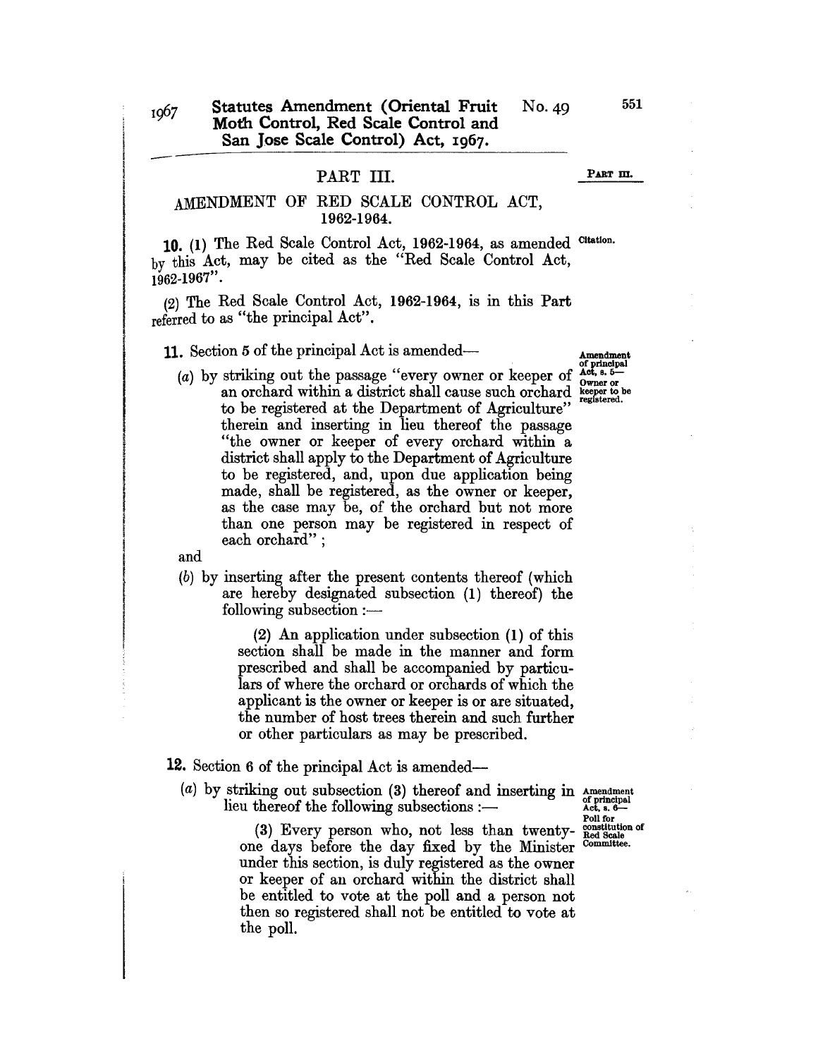## PART III.

## AMENDMENT OF RED SCALE CONTROL ACT, 1962-1964.

**10.** (1) The Red Scale Control Act, 1962-1964, as amended by this Act, may be cited as the "Red Scale Control Act, 1962-1967".

Citation.

(2) The Red Scale Control Act, 1962-1964, is in this Part referred to as "the principal Act".

**11.** Section 5 of the principal Act is amended—

Amendment of principal Act, s. 5—Owner or keeper to be registered.

(*a*) by striking out the passage "every owner or keeper of an orchard within a district shall cause such orchard to be registered at the Department of Agriculture" therein and inserting in lieu thereof the passage "the owner or keeper of every orchard within a district shall apply to the Department of Agriculture to be registered, and, upon due application being made, shall be registered, as the owner or keeper, as the case may be, of the orchard but not more than one person may be registered in respect of each orchard";

and

(*b*) by inserting after the present contents thereof (which are hereby designated subsection (1) thereof) the following subsection :—

> (2) An application under subsection (1) of this section shall be made in the manner and form prescribed and shall be accompanied by particulars of where the orchard or orchards of which the applicant is the owner or keeper is or are situated, the number of host trees therein and such further or other particulars as may be prescribed.

**12.** Section 6 of the principal Act is amended—

Amendment of principal Act, s. 6—Poll for constitution of Red Scale Committee.

(*a*) by striking out subsection (3) thereof and inserting in lieu thereof the following subsections :—

> (3) Every person who, not less than twenty-one days before the day fixed by the Minister under this section, is duly registered as the owner or keeper of an orchard within the district shall be entitled to vote at the poll and a person not then so registered shall not be entitled to vote at the poll.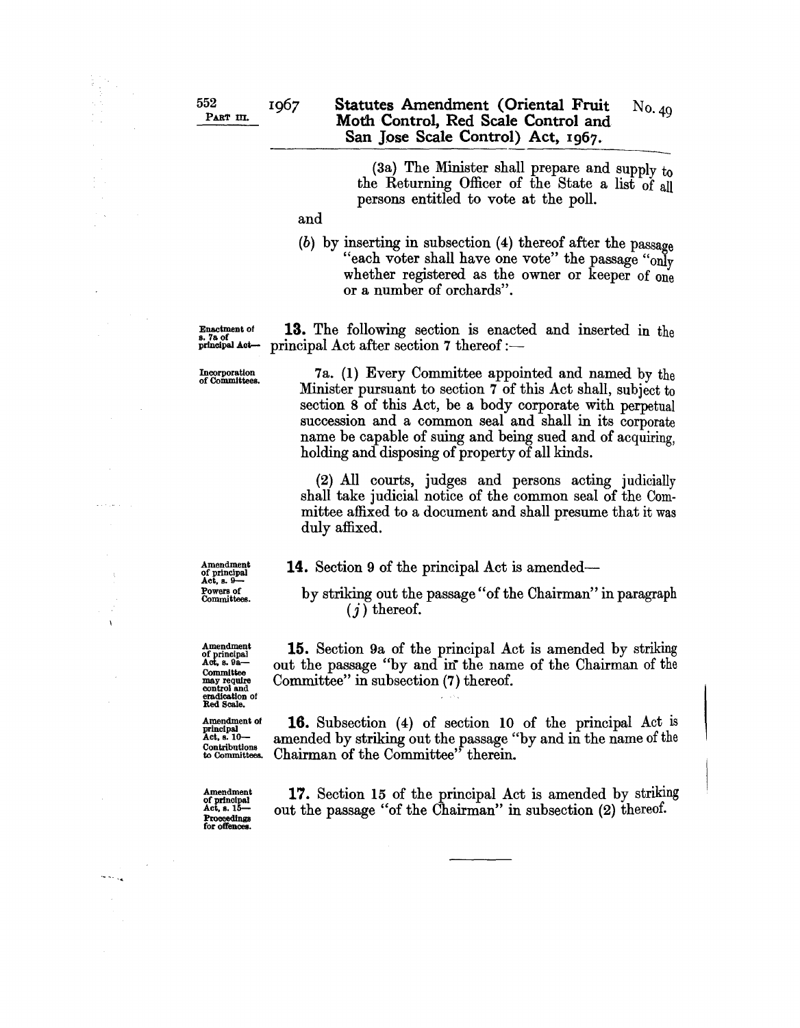(3a) The Minister shall prepare and supply to the Returning Officer of the State a list of all persons entitled to vote at the poll.

and

(*b*) by inserting in subsection (4) thereof after the passage "each voter shall have one vote" the passage "only whether registered as the owner or keeper of one or a number of orchards".

Enactment of s. 7a of principal Act—

**13.** The following section is enacted and inserted in the principal Act after section 7 thereof:—

Incorporation of Committees.

7a. (1) Every Committee appointed and named by the Minister pursuant to section 7 of this Act shall, subject to section 8 of this Act, be a body corporate with perpetual succession and a common seal and shall in its corporate name be capable of suing and being sued and of acquiring, holding and disposing of property of all kinds.

(2) All courts, judges and persons acting judicially shall take judicial notice of the common seal of the Committee affixed to a document and shall presume that it was duly affixed.

Amendment of principal Act, s. 9— Powers of Committees.

**14.** Section 9 of the principal Act is amended—

by striking out the passage "of the Chairman" in paragraph (*j*) thereof.

Amendment of principal Act, s. 9a— Committee may require control and eradication of Red Scale.

**15.** Section 9a of the principal Act is amended by striking out the passage "by and in the name of the Chairman of the Committee" in subsection (7) thereof.

Amendment of principal Act, s. 10— Contributions to Committees.

**16.** Subsection (4) of section 10 of the principal Act is amended by striking out the passage "by and in the name of the Chairman of the Committee" therein.

Amendment of principal Act, s. 15— Proceedings for offences.

**17.** Section 15 of the principal Act is amended by striking out the passage "of the Chairman" in subsection (2) thereof.

---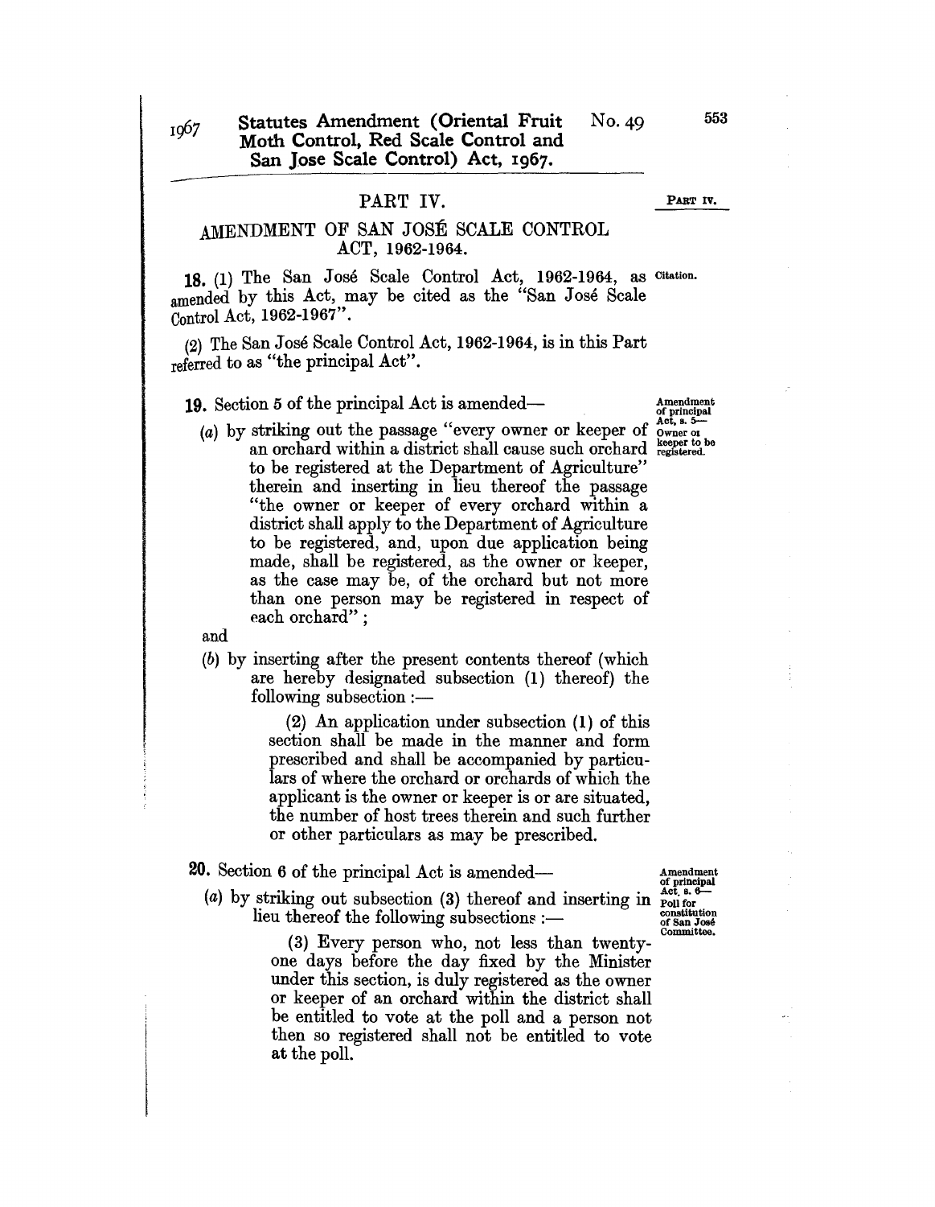## PART IV.

## AMENDMENT OF SAN JOSÉ SCALE CONTROL ACT, 1962-1964.

**18.** (1) The San José Scale Control Act, 1962-1964, as amended by this Act, may be cited as the "San José Scale Control Act, 1962-1967".

Citation.

(2) The San José Scale Control Act, 1962-1964, is in this Part referred to as "the principal Act".

**19.** Section 5 of the principal Act is amended—

Amendment of principal Act, s. 5—Owner or keeper to be registered.

(*a*) by striking out the passage "every owner or keeper of an orchard within a district shall cause such orchard to be registered at the Department of Agriculture" therein and inserting in lieu thereof the passage "the owner or keeper of every orchard within a district shall apply to the Department of Agriculture to be registered, and, upon due application being made, shall be registered, as the owner or keeper, as the case may be, of the orchard but not more than one person may be registered in respect of each orchard";

and

(*b*) by inserting after the present contents thereof (which are hereby designated subsection (1) thereof) the following subsection:—

> (2) An application under subsection (1) of this section shall be made in the manner and form prescribed and shall be accompanied by particulars of where the orchard or orchards of which the applicant is the owner or keeper is or are situated, the number of host trees therein and such further or other particulars as may be prescribed.

**20.** Section 6 of the principal Act is amended—

Amendment of principal Act, s. 6—Poll for constitution of San José Committee.

(*a*) by striking out subsection (3) thereof and inserting in lieu thereof the following subsections:—

> (3) Every person who, not less than twenty-one days before the day fixed by the Minister under this section, is duly registered as the owner or keeper of an orchard within the district shall be entitled to vote at the poll and a person not then so registered shall not be entitled to vote at the poll.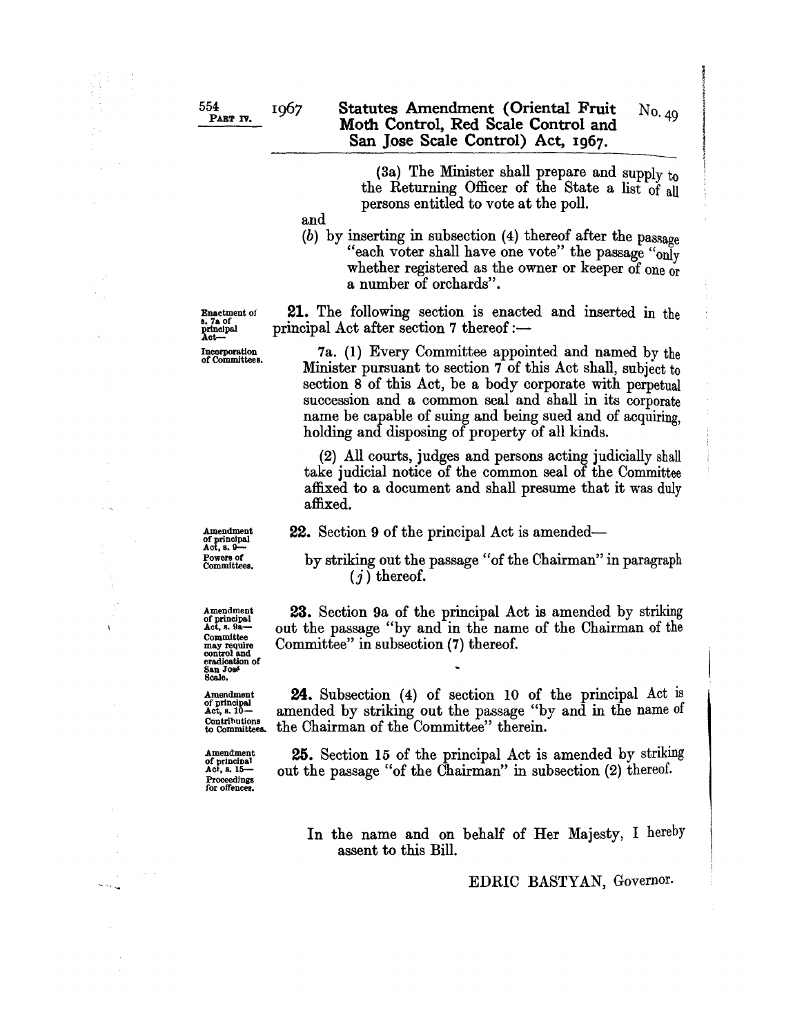(3a) The Minister shall prepare and supply to the Returning Officer of the State a list of all persons entitled to vote at the poll.

and

(*b*) by inserting in subsection (4) thereof after the passage "each voter shall have one vote" the passage "only whether registered as the owner or keeper of one or a number of orchards".

Enactment of s. 7a of principal Act—
Incorporation of Committees.

**21.** The following section is enacted and inserted in the principal Act after section 7 thereof:—

7a. (1) Every Committee appointed and named by the Minister pursuant to section 7 of this Act shall, subject to section 8 of this Act, be a body corporate with perpetual succession and a common seal and shall in its corporate name be capable of suing and being sued and of acquiring, holding and disposing of property of all kinds.

(2) All courts, judges and persons acting judicially shall take judicial notice of the common seal of the Committee affixed to a document and shall presume that it was duly affixed.

Amendment of principal Act, s. 9—
Powers of Committees.

**22.** Section 9 of the principal Act is amended—

by striking out the passage "of the Chairman" in paragraph (*j*) thereof.

Amendment of principal Act, s. 9a—
Committee may require control and eradication of San José Scale.

**23.** Section 9a of the principal Act is amended by striking out the passage "by and in the name of the Chairman of the Committee" in subsection (7) thereof.

Amendment of principal Act, s. 10—
Contributions to Committees.

**24.** Subsection (4) of section 10 of the principal Act is amended by striking out the passage "by and in the name of the Chairman of the Committee" therein.

Amendment of principal Act, s. 15—
Proceedings for offences.

**25.** Section 15 of the principal Act is amended by striking out the passage "of the Chairman" in subsection (2) thereof.

In the name and on behalf of Her Majesty, I hereby assent to this Bill.

EDRIC BASTYAN, Governor.